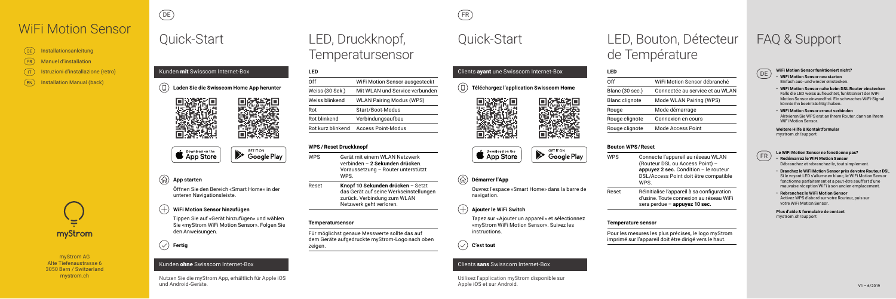# WiFi Motion Sensor

- DE Installationsanleitung
- FR Manuel d'installation
- IT Istruzioni d'installazione (retro)
- EN Installation Manual (back)

myStrom

myStrom AG
Alte Tiefenaustrasse 6
3050 Bern / Switzerland
mystrom.ch

DE

## Quick-Start

### Kunden **mit** Swisscom Internet-Box

**Laden Sie die Swisscom Home App herunter**

Download on the App Store

GET IT ON Google Play

**App starten**

Öffnen Sie den Bereich «Smart Home» in der unteren Navigationsleiste.

**WiFi Motion Sensor hinzufügen**

Tippen Sie auf «Gerät hinzufügen» und wählen Sie «myStrom WiFi Motion Sensor». Folgen Sie den Anweisungen.

**Fertig**

### Kunden **ohne** Swisscom Internet-Box

Nutzen Sie die myStrom App, erhältlich für Apple iOS und Android-Geräte.

## LED, Druckknopf, Temperatursensor

### LED

| | |
|---|---|
| Off | WiFi Motion Sensor ausgesteckt |
| Weiss (30 Sek.) | Mit WLAN und Service verbunden |
| Weiss blinkend | WLAN Pairing Modus (WPS) |
| Rot | Start/Boot-Modus |
| Rot blinkend | Verbindungsaufbau |
| Rot kurz blinkend | Access Point-Modus |

### WPS / Reset Druckknopf

| | |
|---|---|
| WPS | Gerät mit einem WLAN Netzwerk verbinden – **2 Sekunden drücken**. Voraussetzung – Router unterstützt WPS. |
| Reset | **Knopf 10 Sekunden drücken** – Setzt das Gerät auf seine Werkseinstellungen zurück. Verbindung zum WLAN Netzwerk geht verloren. |

### Temperatursensor

Für möglichst genaue Messwerte sollte das auf dem Geräte aufgedruckte myStrom-Logo nach oben zeigen.

FR

## Quick-Start

### Clients **ayant** une Swisscom Internet-Box

**Téléchargez l'application Swisscom Home**

Download on the App Store

GET IT ON Google Play

**Démarrer l'App**

Ouvrez l'espace «Smart Home» dans la barre de navigation.

**Ajouter le WiFi Switch**

Tapez sur «Ajouter un appareil» et sélectionnez «myStrom WiFi Motion Sensor». Suivez les instructions.

**C'est tout**

### Clients **sans** Swisscom Internet-Box

Utilisez l'application myStrom disponible sur Apple iOS et sur Android.

## LED, Bouton, Détecteur de Température

### LED

| | |
|---|---|
| Off | WiFi Motion Sensor débranché |
| Blanc (30 sec.) | Connectée au service et au WLAN |
| Blanc clignote | Mode WLAN Pairing (WPS) |
| Rouge | Mode démarrage |
| Rouge clignote | Connexion en cours |
| Rouge clignote | Mode Access Point |

### Bouton WPS / Reset

| | |
|---|---|
| WPS | Connecte l'appareil au réseau WLAN (Routeur DSL ou Access Point) – **appuyez 2 sec.** Condition – le routeur DSL/Access Point doit être compatible WPS. |
| Reset | Réinitialise l'appareil à sa configuration d'usine. Toute connexion au réseau WiFi sera perdue – **appuyez 10 sec.** |

### Temperature sensor

Pour les mesures les plus précises, le logo myStrom imprimé sur l'appareil doit être dirigé vers le haut.

## FAQ & Support

DE

**WiFi Motion Sensor funktioniert nicht?**

- **WiFi Motion Sensor neu starten**
  Einfach aus- und wieder einstecken.
- **WiFi Motion Sensor nahe beim DSL Router einstecken**
  Falls die LED weiss aufleuchtet, funktioniert der WiFi Motion Sensor einwandfrei. Ein schwaches WiFi-Signal könnte ihn beeinträchtigt haben.
- **WiFi Motion Sensor erneut verbinden**
  Aktivieren Sie WPS erst an Ihrem Router, dann an Ihrem WiFi Motion Sensor.

**Weitere Hilfe & Kontaktformular**
mystrom.ch/support

FR

**Le WiFi Motion Sensor ne fonctionne pas?**

- **Redémarrez le WiFi Motion Sensor**
  Débranchez et rebranchez-le, tout simplement.
- **Branchez le WiFi Motion Sensor près de votre Routeur DSL**
  Si le voyant LED s'allume en blanc, le WiFi Motion Sensor fonctionne parfaitement et a peut-être souffert d'une mauvaise réception WiFi à son ancien emplacement.
- **Rebranchez le WiFi Motion Sensor**
  Activez WPS d'abord sur votre Routeur, puis sur votre WiFi Motion Sensor.

**Plus d'aide & formulaire de contact**
mystrom.ch/support

V1 – 6/2019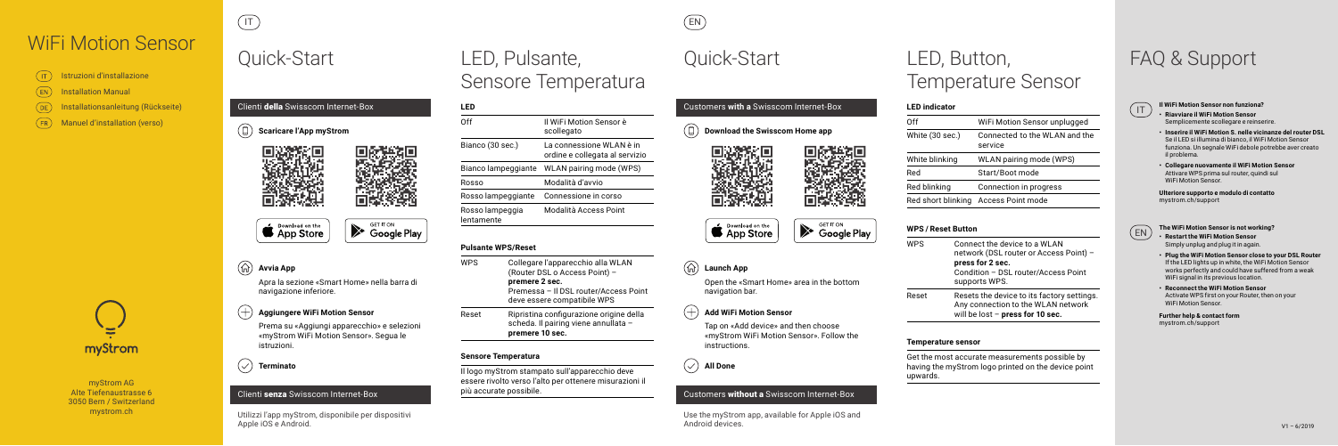# WiFi Motion Sensor

(IT) Istruzioni d'installazione

(EN) Installation Manual

(DE) Installationsanleitung (Rückseite)

(FR) Manuel d'installation (verso)

myStrom

myStrom AG
Alte Tiefenaustrasse 6
3050 Bern / Switzerland
mystrom.ch

(IT)

# Quick-Start

## Clienti **della** Swisscom Internet-Box

### Scaricare l'App myStrom

Download on the App Store

GET IT ON Google Play

### Avvia App

Apra la sezione «Smart Home» nella barra di navigazione inferiore.

### Aggiungere WiFi Motion Sensor

Prema su «Aggiungi apparecchio» e selezioni «myStrom WiFi Motion Sensor». Segua le istruzioni.

### Terminato

## Clienti **senza** Swisscom Internet-Box

Utilizzi l'app myStrom, disponibile per dispositivi Apple iOS e Android.

# LED, Pulsante, Sensore Temperatura

| LED | |
|---|---|
| Off | Il WiFi Motion Sensor è scollegato |
| Bianco (30 sec.) | La connessione WLAN è in ordine e collegata al servizio |
| Bianco lampeggiante | WLAN pairing mode (WPS) |
| Rosso | Modalità d'avvio |
| Rosso lampeggiante | Connessione in corso |
| Rosso lampeggia lentamente | Modalità Access Point |

| Pulsante WPS/Reset | |
|---|---|
| WPS | Collegare l'apparecchio alla WLAN (Router DSL o Access Point) – **premere 2 sec.** Premessa – Il DSL router/Access Point deve essere compatibile WPS |
| Reset | Ripristina configurazione origine della scheda. Il pairing viene annullata – **premere 10 sec.** |

**Sensore Temperatura**

Il logo myStrom stampato sull'apparecchio deve essere rivolto verso l'alto per ottenere misurazioni il più accurate possibile.

(EN)

# Quick-Start

## Customers **with a** Swisscom Internet-Box

### Download the Swisscom Home app

Download on the App Store

GET IT ON Google Play

### Launch App

Open the «Smart Home» area in the bottom navigation bar.

### Add WiFi Motion Sensor

Tap on «Add device» and then choose «myStrom WiFi Motion Sensor». Follow the instructions.

### All Done

## Customers **without a** Swisscom Internet-Box

Use the myStrom app, available for Apple iOS and Android devices.

# LED, Button, Temperature Sensor

| LED indicator | |
|---|---|
| Off | WiFi Motion Sensor unplugged |
| White (30 sec.) | Connected to the WLAN and the service |
| White blinking | WLAN pairing mode (WPS) |
| Red | Start/Boot mode |
| Red blinking | Connection in progress |
| Red short blinking | Access Point mode |

| WPS / Reset Button | |
|---|---|
| WPS | Connect the device to a WLAN network (DSL router or Access Point) – **press for 2 sec.** Condition – DSL router/Access Point supports WPS. |
| Reset | Resets the device to its factory settings. Any connection to the WLAN network will be lost – **press for 10 sec.** |

**Temperature sensor**

Get the most accurate measurements possible by having the myStrom logo printed on the device point upwards.

# FAQ & Support

(IT)

**Il WiFi Motion Sensor non funziona?**

- **Riavviare il WiFi Motion Sensor**
  Semplicemente scollegare e reinserire.
- **Inserire il WiFi Motion S. nelle vicinanze del router DSL**
  Se il LED si illumina di bianco, il WiFi Motion Sensor funziona. Un segnale WiFi debole potrebbe aver creato il problema.
- **Collegare nuovamente il WiFi Motion Sensor**
  Attivare WPS prima sul router, quindi sul WiFi Motion Sensor.

**Ulteriore supporto e modulo di contatto**
mystrom.ch/support

(EN)

**The WiFi Motion Sensor is not working?**

- **Restart the WiFi Motion Sensor**
  Simply unplug and plug it in again.
- **Plug the WiFi Motion Sensor close to your DSL Router**
  If the LED lights up in white, the WiFi Motion Sensor works perfectly and could have suffered from a weak WiFi signal in its previous location.
- **Reconnect the WiFi Motion Sensor**
  Activate WPS first on your Router, then on your WiFi Motion Sensor.

**Further help & contact form**
mystrom.ch/support

V1 – 6/2019